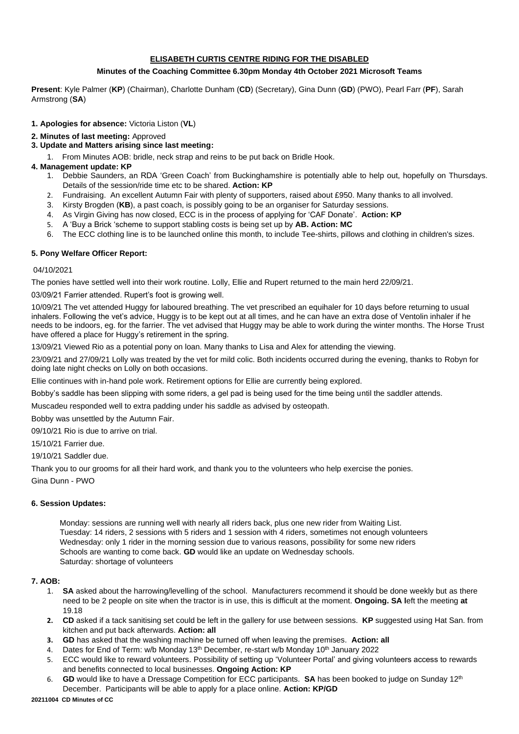# ELISABETH CURTIS CENTRE RIDING FOR THE DISABLED

## Minutes of the Coaching Committee 6.30pm Monday 4th October 2021 Microsoft Teams

**Present**: Kyle Palmer (**KP**) (Chairman), Charlotte Dunham (**CD**) (Secretary), Gina Dunn (**GD**) (PWO), Pearl Farr (**PF**), Sarah Armstrong (**SA**)

**1. Apologies for absence:** Victoria Liston (**VL**)

**2. Minutes of last meeting:** Approved

**3. Update and Matters arising since last meeting:**

1. From Minutes AOB: bridle, neck strap and reins to be put back on Bridle Hook.

**4. Management update: KP**

1. Debbie Saunders, an RDA 'Green Coach' from Buckinghamshire is potentially able to help out, hopefully on Thursdays. Details of the session/ride time etc to be shared. **Action: KP**
2. Fundraising. An excellent Autumn Fair with plenty of supporters, raised about £950. Many thanks to all involved.
3. Kirsty Brogden (**KB**), a past coach, is possibly going to be an organiser for Saturday sessions.
4. As Virgin Giving has now closed, ECC is in the process of applying for 'CAF Donate'. **Action: KP**
5. A 'Buy a Brick 'scheme to support stabling costs is being set up by **AB. Action: MC**
6. The ECC clothing line is to be launched online this month, to include Tee-shirts, pillows and clothing in children's sizes.

**5. Pony Welfare Officer Report:**

04/10/2021

The ponies have settled well into their work routine. Lolly, Ellie and Rupert returned to the main herd 22/09/21.

03/09/21 Farrier attended. Rupert's foot is growing well.

10/09/21 The vet attended Huggy for laboured breathing. The vet prescribed an equihaler for 10 days before returning to usual inhalers. Following the vet's advice, Huggy is to be kept out at all times, and he can have an extra dose of Ventolin inhaler if he needs to be indoors, eg. for the farrier. The vet advised that Huggy may be able to work during the winter months. The Horse Trust have offered a place for Huggy's retirement in the spring.

13/09/21 Viewed Rio as a potential pony on loan. Many thanks to Lisa and Alex for attending the viewing.

23/09/21 and 27/09/21 Lolly was treated by the vet for mild colic. Both incidents occurred during the evening, thanks to Robyn for doing late night checks on Lolly on both occasions.

Ellie continues with in-hand pole work. Retirement options for Ellie are currently being explored.

Bobby's saddle has been slipping with some riders, a gel pad is being used for the time being until the saddler attends.

Muscadeu responded well to extra padding under his saddle as advised by osteopath.

Bobby was unsettled by the Autumn Fair.

09/10/21 Rio is due to arrive on trial.

15/10/21 Farrier due.

19/10/21 Saddler due.

Thank you to our grooms for all their hard work, and thank you to the volunteers who help exercise the ponies.

Gina Dunn - PWO

**6. Session Updates:**

Monday: sessions are running well with nearly all riders back, plus one new rider from Waiting List.
Tuesday: 14 riders, 2 sessions with 5 riders and 1 session with 4 riders, sometimes not enough volunteers
Wednesday: only 1 rider in the morning session due to various reasons, possibility for some new riders
Schools are wanting to come back. **GD** would like an update on Wednesday schools.
Saturday: shortage of volunteers

**7. AOB:**

1. **SA** asked about the harrowing/levelling of the school. Manufacturers recommend it should be done weekly but as there need to be 2 people on site when the tractor is in use, this is difficult at the moment. **Ongoing. SA l**eft the meeting **at** 19.18
2. **CD** asked if a tack sanitising set could be left in the gallery for use between sessions. **KP** suggested using Hat San. from kitchen and put back afterwards. **Action: all**
3. **GD** has asked that the washing machine be turned off when leaving the premises. **Action: all**
4. Dates for End of Term: w/b Monday 13th December, re-start w/b Monday 10th January 2022
5. ECC would like to reward volunteers. Possibility of setting up 'Volunteer Portal' and giving volunteers access to rewards and benefits connected to local businesses. **Ongoing Action: KP**
6. **GD** would like to have a Dressage Competition for ECC participants. **SA** has been booked to judge on Sunday 12th December. Participants will be able to apply for a place online. **Action: KP/GD**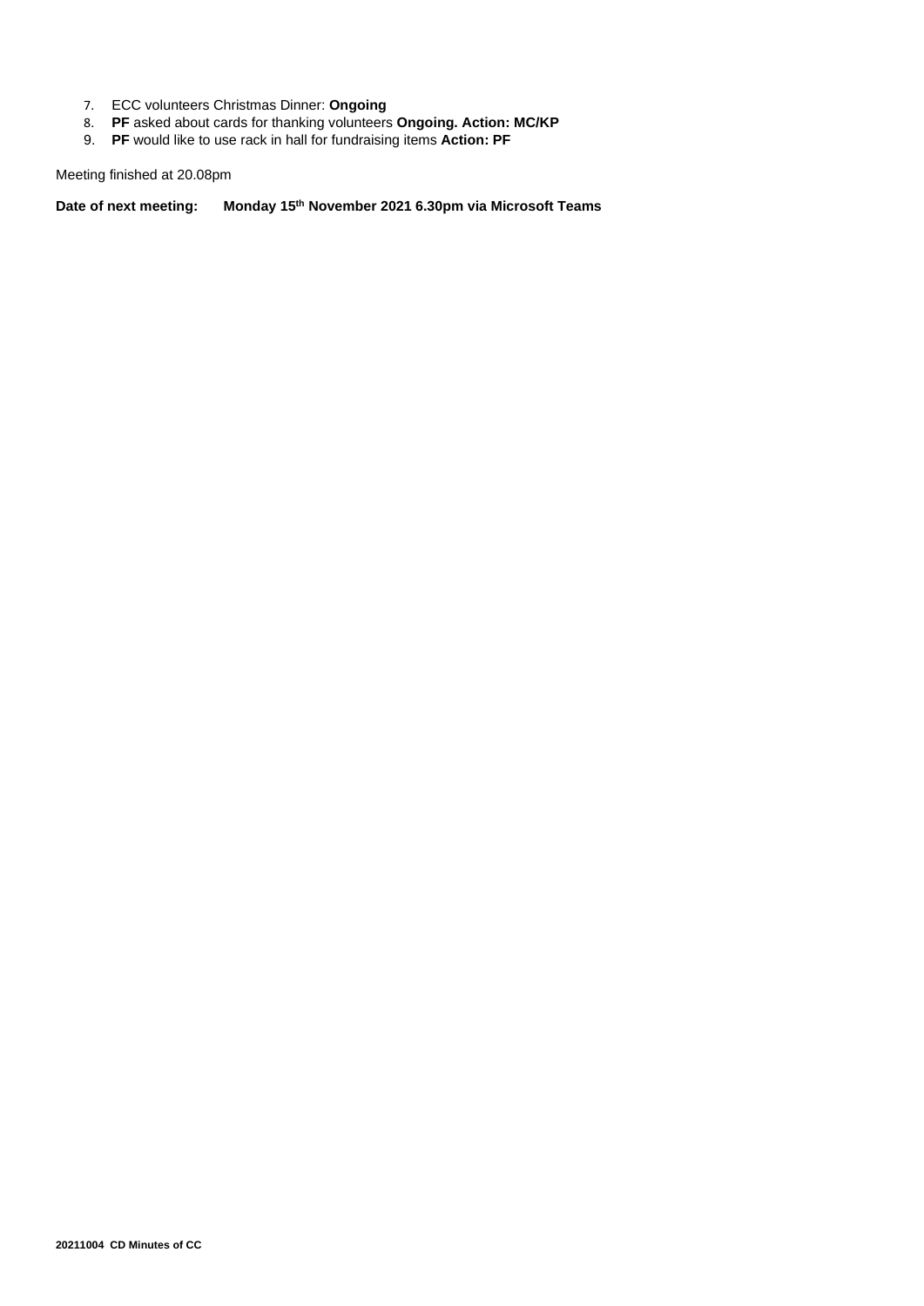7. ECC volunteers Christmas Dinner: **Ongoing**
8. **PF** asked about cards for thanking volunteers **Ongoing. Action: MC/KP**
9. **PF** would like to use rack in hall for fundraising items **Action: PF**

Meeting finished at 20.08pm

**Date of next meeting: Monday 15th November 2021 6.30pm via Microsoft Teams**